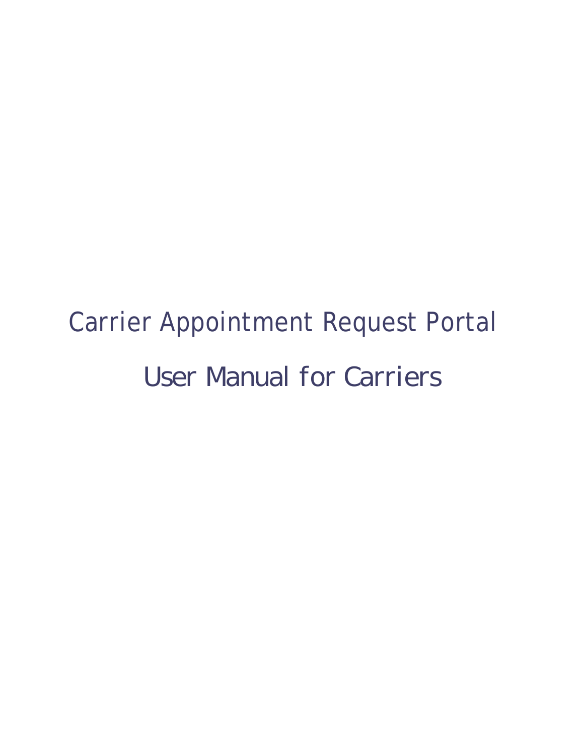# Carrier Appointment Request Portal

## User Manual for Carriers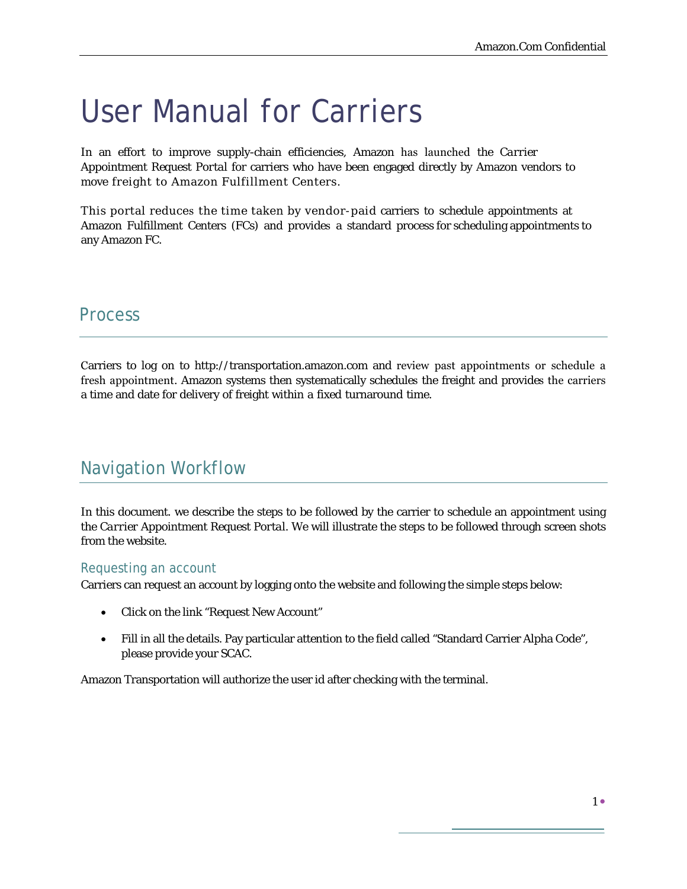# User Manual for Carriers

In an effort to improve supply-chain efficiencies, Amazon has launched the Carrier Appointment Request Portal for carriers who have been engaged directly by Amazon vendors to move freight to Amazon Fulfillment Centers.

This portal reduces the time taken by vendor-paid carriers to schedule appointments at Amazon Fulfillment Centers (FCs) and provides a standard process for scheduling appointments to any Amazon FC.

## Process

Carriers to log on to http://transportation.amazon.com and review past appointments or schedule a fresh appointment. Amazon systems then systematically schedules the freight and provides the carriers a time and date for delivery of freight within a fixed turnaround time.

## Navigation Workflow

In this document. we describe the steps to be followed by the carrier to schedule an appointment using the Carrier Appointment Request Portal. We will illustrate the steps to be followed through screen shots from the website.

### Requesting an account

Carriers can request an account by logging onto the website and following the simple steps below:

- Click on the link "Request New Account"
- Fill in all the details. Pay particular attention to the field called "Standard Carrier Alpha Code", please provide your SCAC.

Amazon Transportation will authorize the user id after checking with the terminal.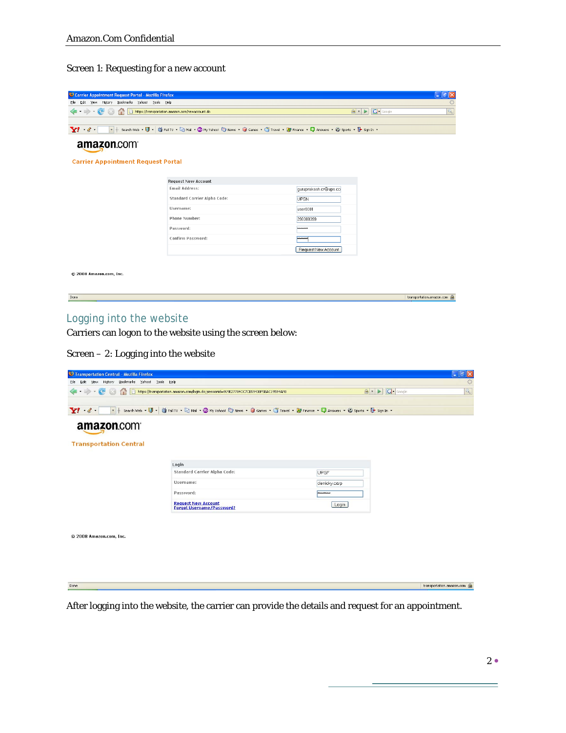Screen 1: Requesting for a new account

## Logging into the website

Carriers can logon to the website using the screen below:

Screen – 2: Logging into the website

After logging into the website, the carrier can provide the details and request for an appointment.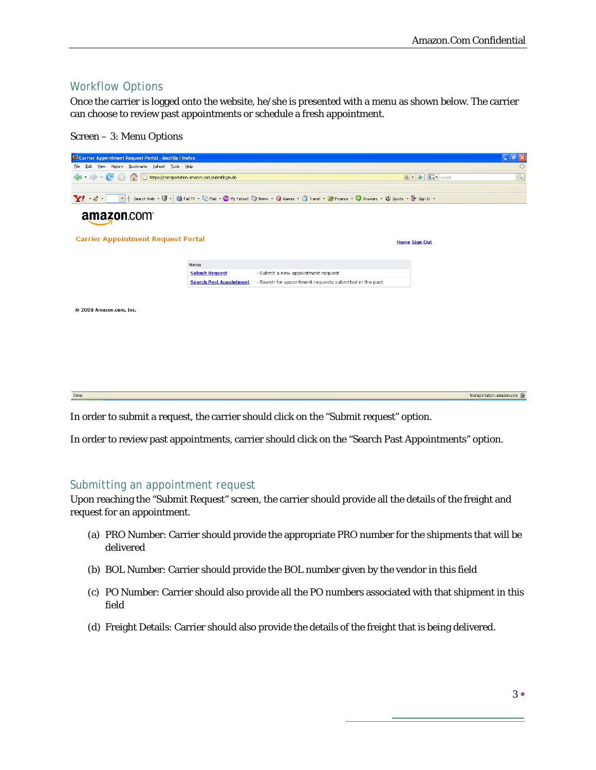## Workflow Options

Once the carrier is logged onto the website, he/she is presented with a menu as shown below. The carrier can choose to review past appointments or schedule a fresh appointment.

Screen – 3: Menu Options

In order to submit a request, the carrier should click on the "Submit request" option.

In order to review past appointments, carrier should click on the "Search Past Appointments" option.

## Submitting an appointment request

Upon reaching the "Submit Request" screen, the carrier should provide all the details of the freight and request for an appointment.

(a) PRO Number: Carrier should provide the appropriate PRO number for the shipments that will be delivered

(b) BOL Number: Carrier should provide the BOL number given by the vendor in this field

(c) PO Number: Carrier should also provide all the PO numbers associated with that shipment in this field

(d) Freight Details: Carrier should also provide the details of the freight that is being delivered.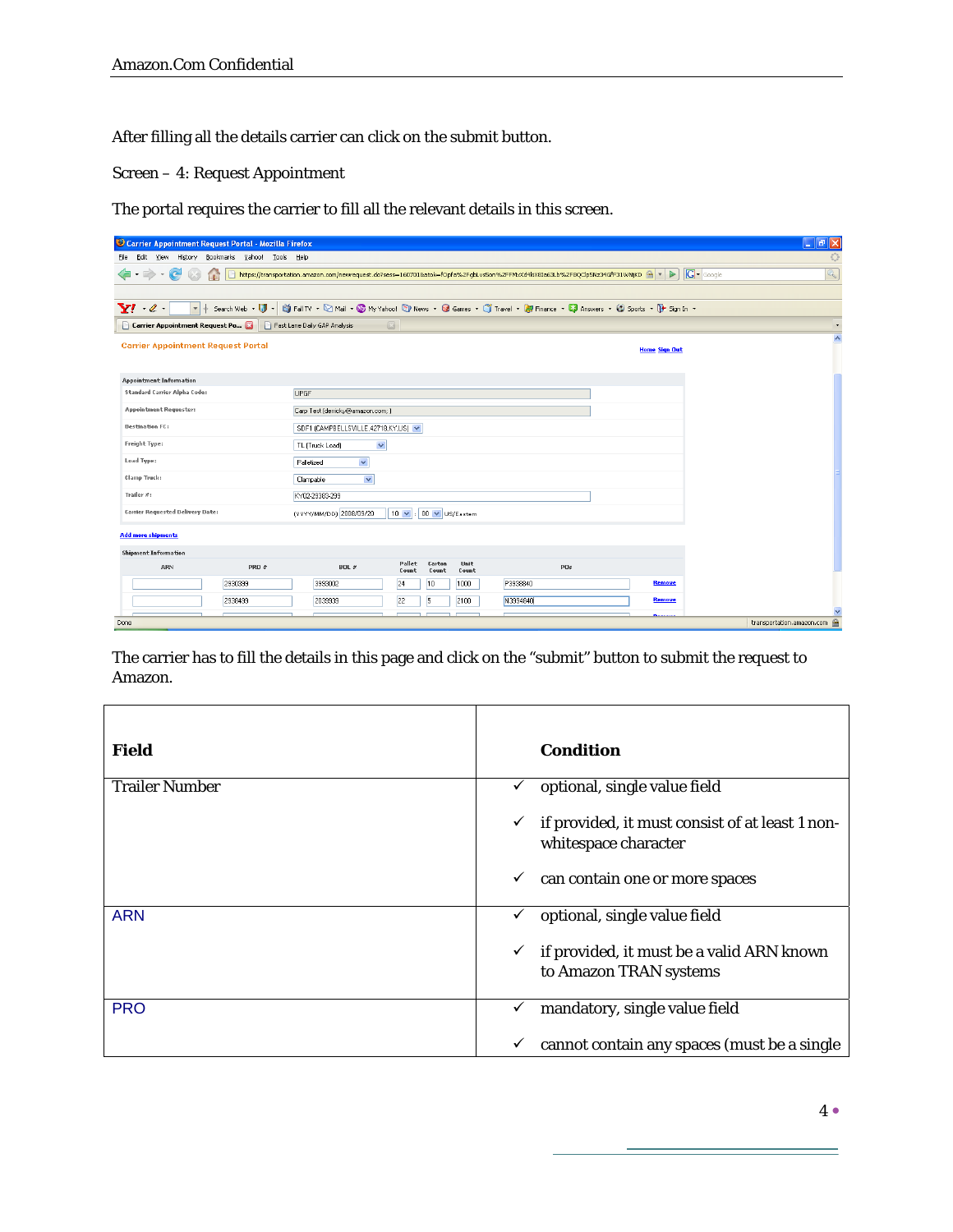After filling all the details carrier can click on the submit button.

Screen – 4: Request Appointment

The portal requires the carrier to fill all the relevant details in this screen.

The carrier has to fill the details in this page and click on the "submit" button to submit the request to Amazon.

| Field | Condition |
| --- | --- |
| Trailer Number | ✓ optional, single value field<br>✓ if provided, it must consist of at least 1 non-whitespace character<br>✓ can contain one or more spaces |
| ARN | ✓ optional, single value field<br>✓ if provided, it must be a valid ARN known to Amazon TRAN systems |
| PRO | ✓ mandatory, single value field<br>✓ cannot contain any spaces (must be a single |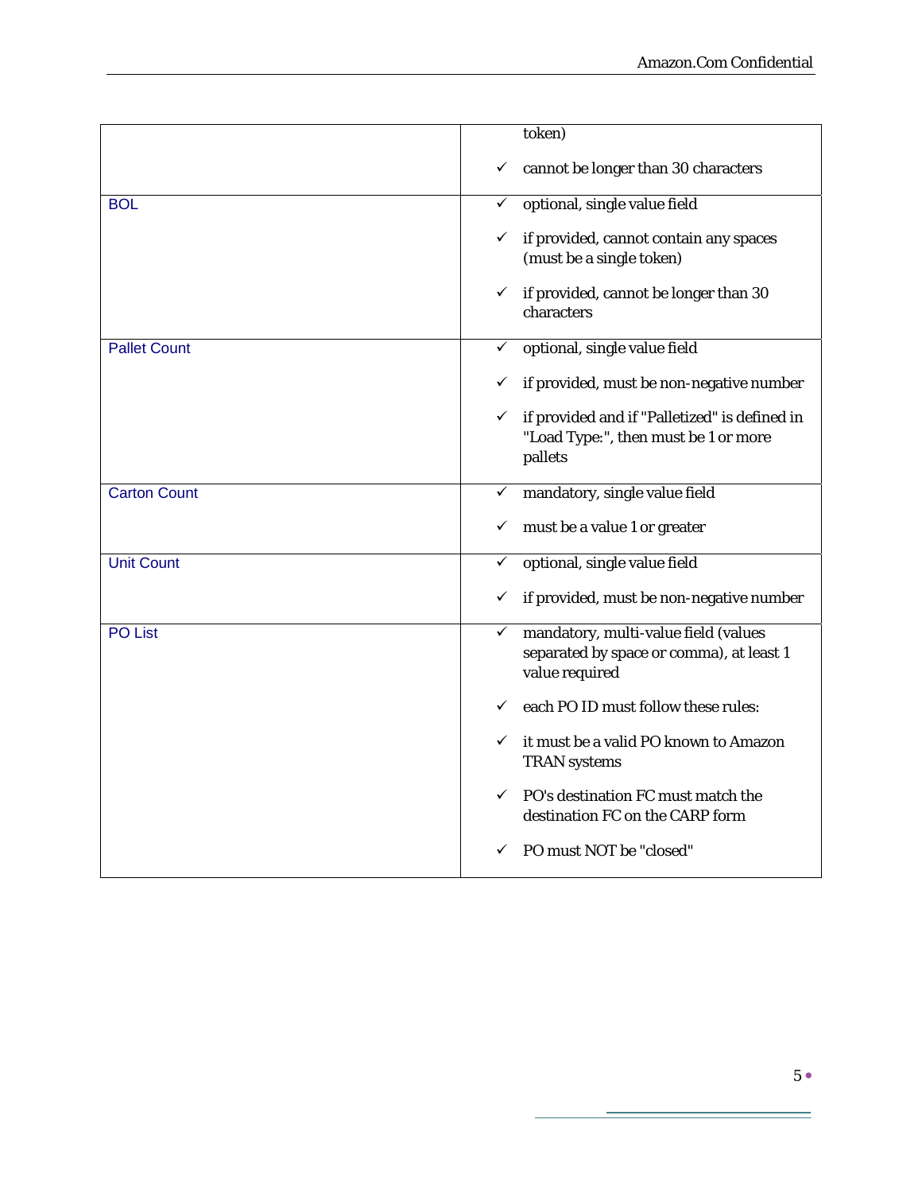| | |
|---|---|
| | token)<br>✓ cannot be longer than 30 characters |
| BOL | ✓ optional, single value field<br>✓ if provided, cannot contain any spaces (must be a single token)<br>✓ if provided, cannot be longer than 30 characters |
| Pallet Count | ✓ optional, single value field<br>✓ if provided, must be non-negative number<br>✓ if provided and if "Palletized" is defined in "Load Type:", then must be 1 or more pallets |
| Carton Count | ✓ mandatory, single value field<br>✓ must be a value 1 or greater |
| Unit Count | ✓ optional, single value field<br>✓ if provided, must be non-negative number |
| PO List | ✓ mandatory, multi-value field (values separated by space or comma), at least 1 value required<br>✓ each PO ID must follow these rules:<br>✓ it must be a valid PO known to Amazon TRAN systems<br>✓ PO's destination FC must match the destination FC on the CARP form<br>✓ PO must NOT be "closed" |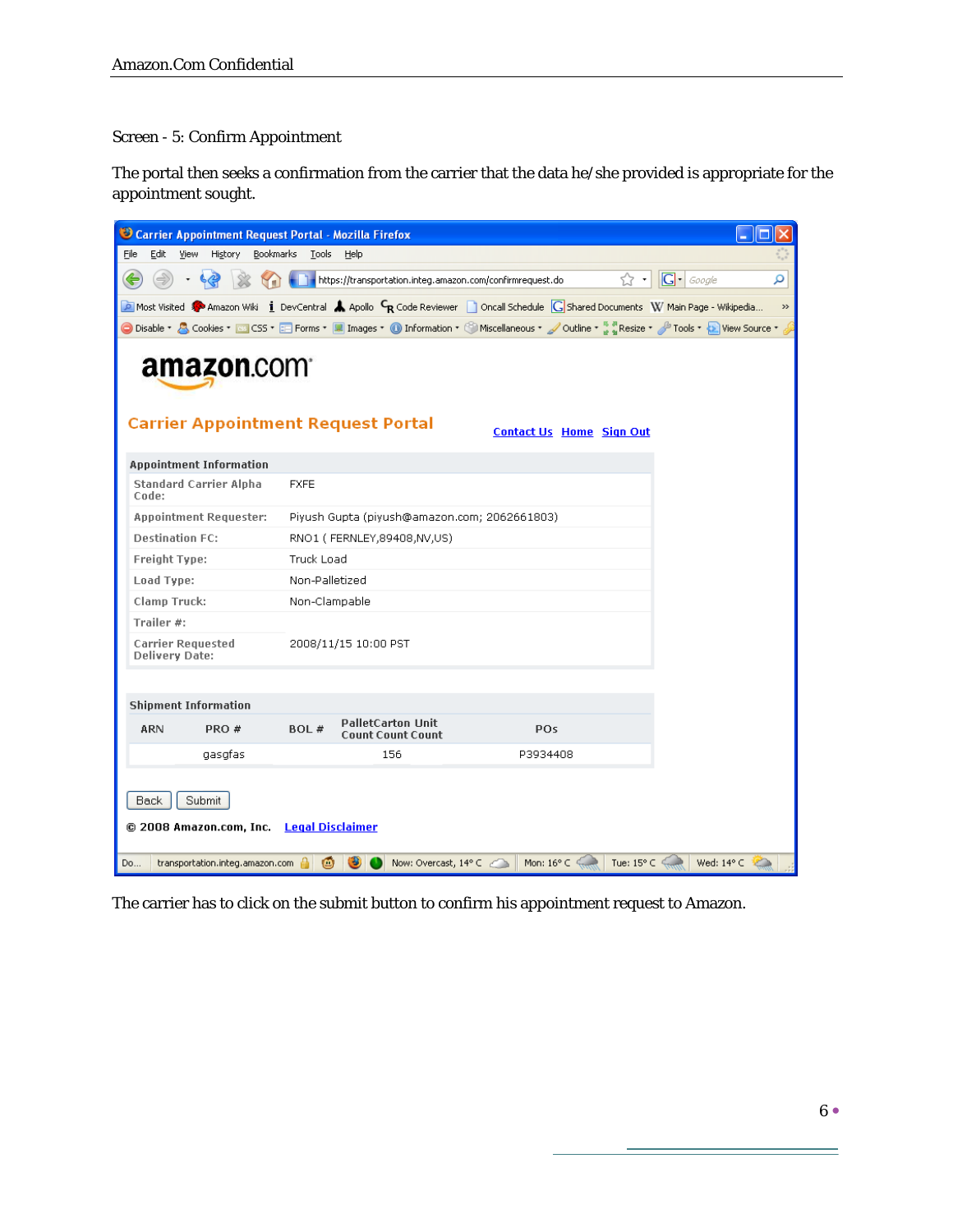Screen - 5: Confirm Appointment

The portal then seeks a confirmation from the carrier that the data he/she provided is appropriate for the appointment sought.

Carrier Appointment Request Portal - Mozilla Firefox

https://transportation.integ.amazon.com/confirmrequest.do

amazon.com

**Carrier Appointment Request Portal**

Contact Us Home Sign Out

**Appointment Information**

| | |
|---|---|
| Standard Carrier Alpha Code: | FXFE |
| Appointment Requester: | Piyush Gupta (piyush@amazon.com; 2062661803) |
| Destination FC: | RNO1 ( FERNLEY,89408,NV,US) |
| Freight Type: | Truck Load |
| Load Type: | Non-Palletized |
| Clamp Truck: | Non-Clampable |
| Trailer #: | |
| Carrier Requested Delivery Date: | 2008/11/15 10:00 PST |

**Shipment Information**

| ARN | PRO # | BOL # | Pallet Count | Carton Count | Unit Count | POs |
|---|---|---|---|---|---|---|
| | gasgfas | | | 156 | | P3934408 |

Back Submit

© 2008 Amazon.com, Inc. Legal Disclaimer

The carrier has to click on the submit button to confirm his appointment request to Amazon.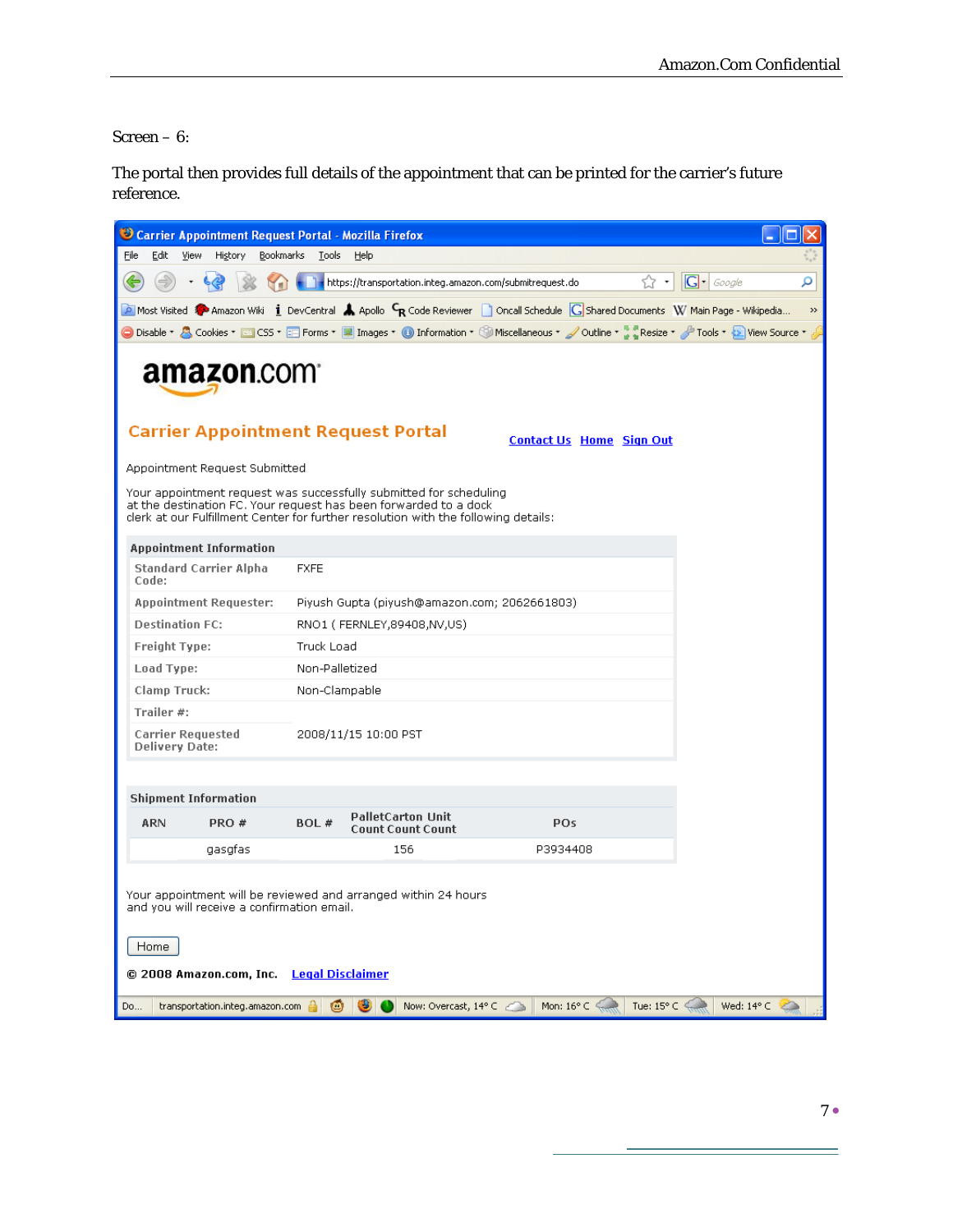Screen – 6:

The portal then provides full details of the appointment that can be printed for the carrier's future reference.

Carrier Appointment Request Portal - Mozilla Firefox

File Edit View History Bookmarks Tools Help

https://transportation.integ.amazon.com/submitrequest.do

amazon.com

## Carrier Appointment Request Portal

Contact Us Home Sign Out

Appointment Request Submitted

Your appointment request was successfully submitted for scheduling at the destination FC. Your request has been forwarded to a dock clerk at our Fulfillment Center for further resolution with the following details:

**Appointment Information**

| | |
|---|---|
| Standard Carrier Alpha Code: | FXFE |
| Appointment Requester: | Piyush Gupta (piyush@amazon.com; 2062661803) |
| Destination FC: | RNO1 ( FERNLEY,89408,NV,US) |
| Freight Type: | Truck Load |
| Load Type: | Non-Palletized |
| Clamp Truck: | Non-Clampable |
| Trailer #: | |
| Carrier Requested Delivery Date: | 2008/11/15 10:00 PST |

**Shipment Information**

| ARN | PRO # | BOL # | Pallet Count | Carton Count | Unit Count | POs |
|---|---|---|---|---|---|---|
| | gasgfas | | | 156 | | P3934408 |

Your appointment will be reviewed and arranged within 24 hours and you will receive a confirmation email.

Home

© 2008 Amazon.com, Inc. Legal Disclaimer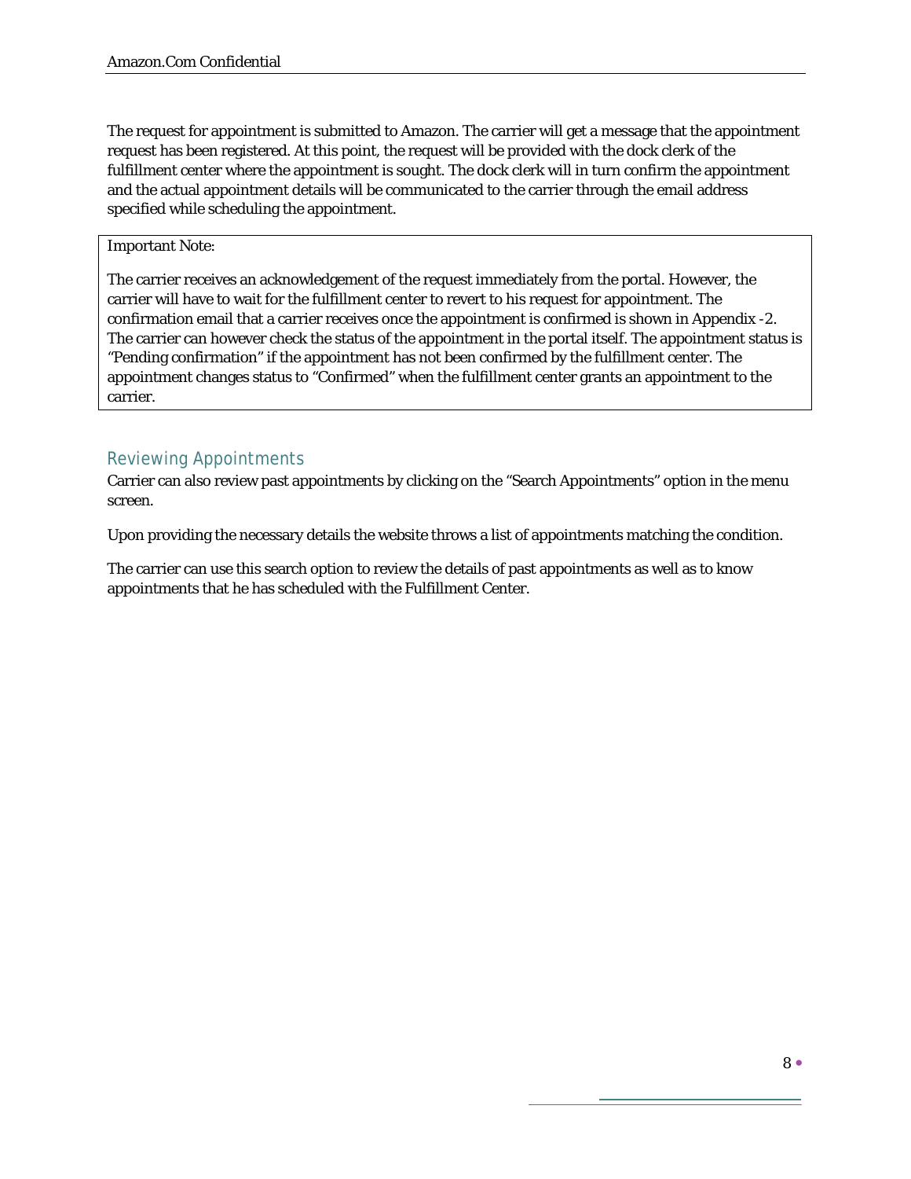The request for appointment is submitted to Amazon. The carrier will get a message that the appointment request has been registered. At this point, the request will be provided with the dock clerk of the fulfillment center where the appointment is sought. The dock clerk will in turn confirm the appointment and the actual appointment details will be communicated to the carrier through the email address specified while scheduling the appointment.

> Important Note:
>
> The carrier receives an acknowledgement of the request immediately from the portal. However, the carrier will have to wait for the fulfillment center to revert to his request for appointment. The confirmation email that a carrier receives once the appointment is confirmed is shown in Appendix -2. The carrier can however check the status of the appointment in the portal itself. The appointment status is "Pending confirmation" if the appointment has not been confirmed by the fulfillment center. The appointment changes status to "Confirmed" when the fulfillment center grants an appointment to the carrier.

## Reviewing Appointments

Carrier can also review past appointments by clicking on the "Search Appointments" option in the menu screen.

Upon providing the necessary details the website throws a list of appointments matching the condition.

The carrier can use this search option to review the details of past appointments as well as to know appointments that he has scheduled with the Fulfillment Center.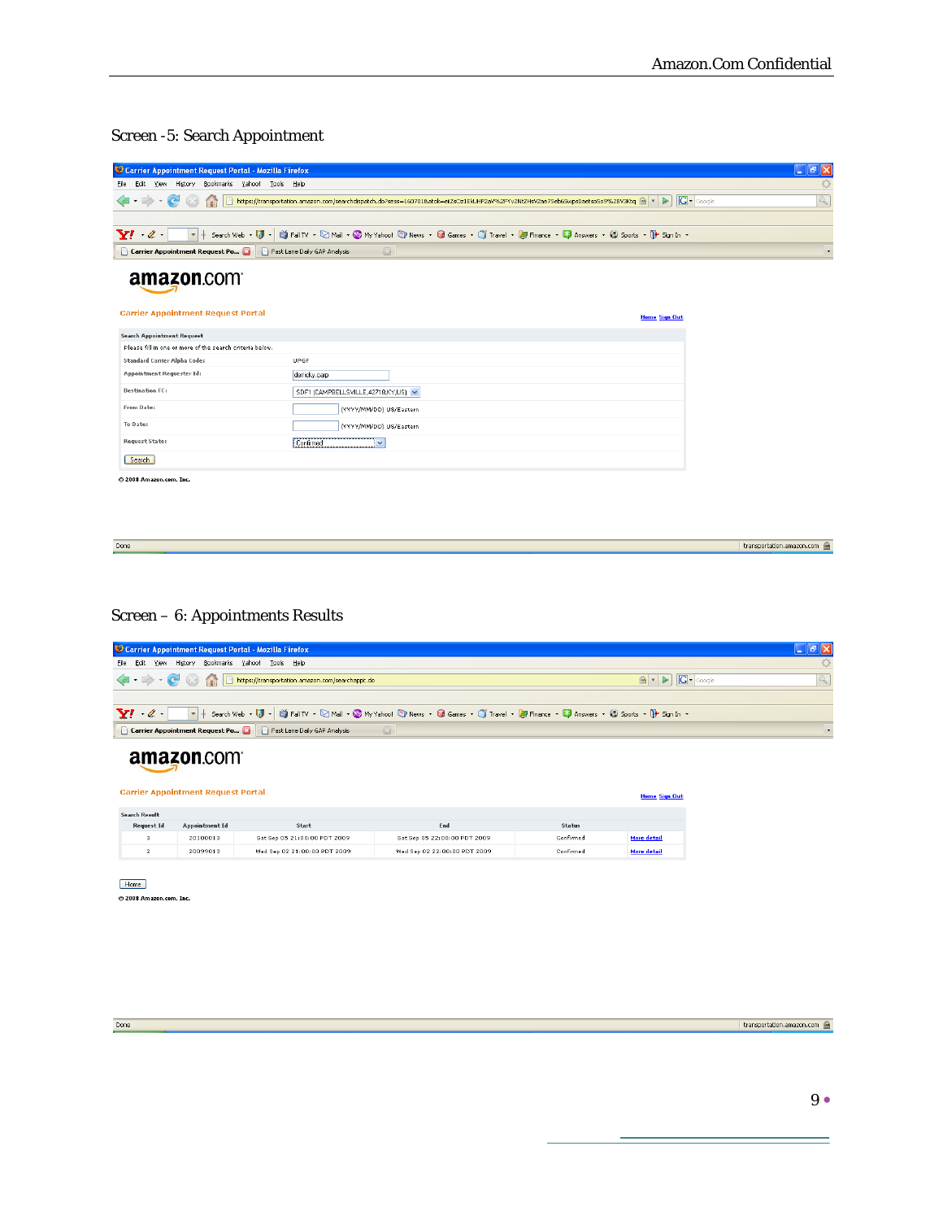Screen -5: Search Appointment

Carrier Appointment Request Portal - Mozilla Firefox

amazon.com

Carrier Appointment Request Portal

Home Sign Out

**Search Appointment Request**

Please fill in one or more of the search criteria below.

| | |
|---|---|
| Standard Carrier Alpha Code: | UPGF |
| Appointment Requester Id: | dancky cap |
| Destination FC: | SDF1 (CAMPBELLSVILLE,42718,KY,US) |
| From Date: | (YYYY/MM/DD) US/Eastern |
| To Date: | (YYYY/MM/DD) US/Eastern |
| Request State: | Confirmed |

Search

© 2008 Amazon.com, Inc.

Screen – 6: Appointments Results

Carrier Appointment Request Portal - Mozilla Firefox

amazon.com

Carrier Appointment Request Portal

Home Sign Out

**Search Result**

| Request Id | Appointment Id | Start | End | Status | |
|---|---|---|---|---|---|
| 3 | 20100013 | Sat Sep 05 21:00:00 PDT 2009 | Sat Sep 05 22:00:00 PDT 2009 | Confirmed | More detail |
| 2 | 20099013 | Wed Sep 02 21:00:00 PDT 2009 | Wed Sep 02 22:00:00 PDT 2009 | Confirmed | More detail |

Home

© 2008 Amazon.com, Inc.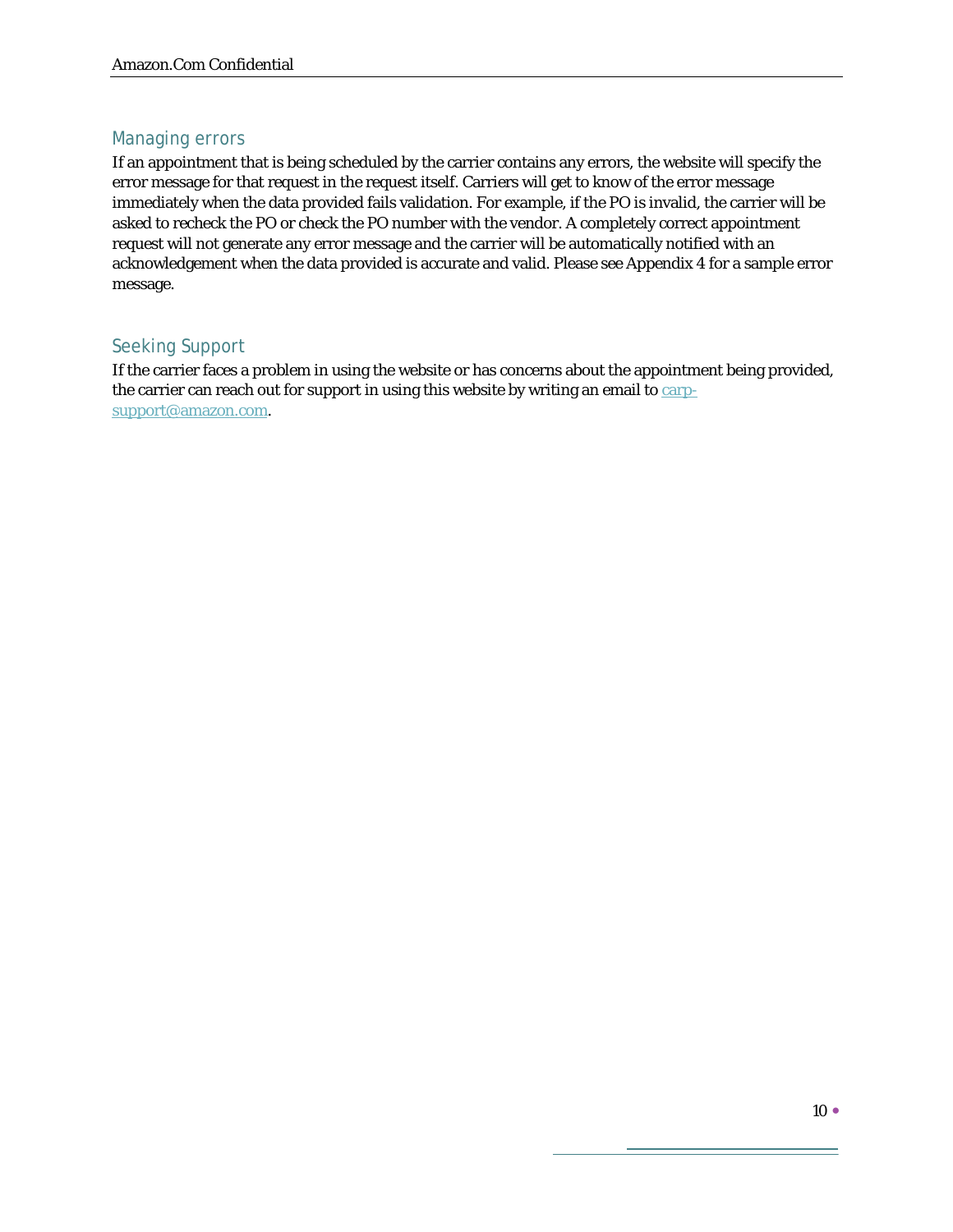## Managing errors

If an appointment that is being scheduled by the carrier contains any errors, the website will specify the error message for that request in the request itself. Carriers will get to know of the error message immediately when the data provided fails validation. For example, if the PO is invalid, the carrier will be asked to recheck the PO or check the PO number with the vendor. A completely correct appointment request will not generate any error message and the carrier will be automatically notified with an acknowledgement when the data provided is accurate and valid. Please see Appendix 4 for a sample error message.

## Seeking Support

If the carrier faces a problem in using the website or has concerns about the appointment being provided, the carrier can reach out for support in using this website by writing an email to carp-support@amazon.com.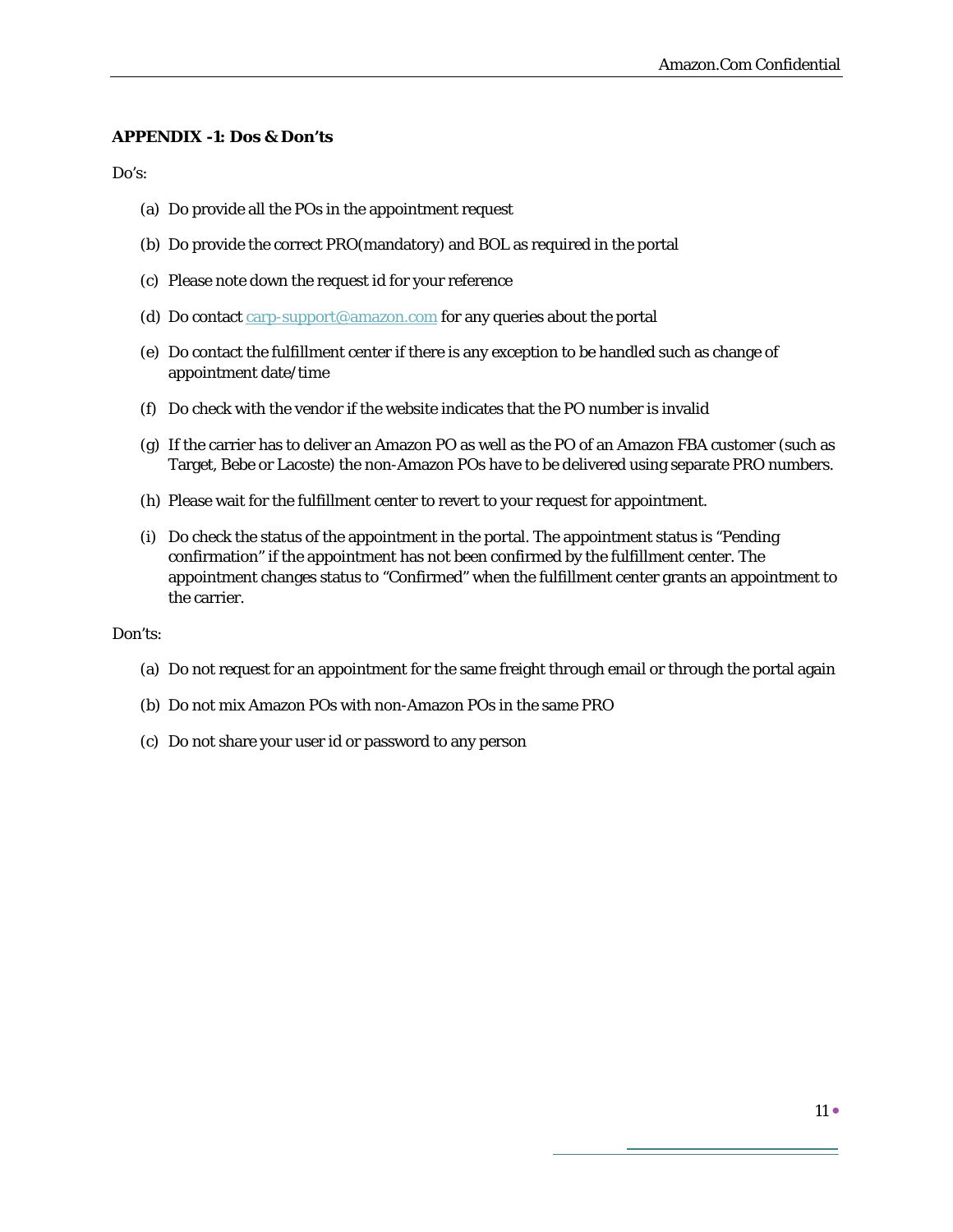**APPENDIX -1: Dos & Don'ts**

Do's:

(a) Do provide all the POs in the appointment request

(b) Do provide the correct PRO(mandatory) and BOL as required in the portal

(c) Please note down the request id for your reference

(d) Do contact carp-support@amazon.com for any queries about the portal

(e) Do contact the fulfillment center if there is any exception to be handled such as change of appointment date/time

(f) Do check with the vendor if the website indicates that the PO number is invalid

(g) If the carrier has to deliver an Amazon PO as well as the PO of an Amazon FBA customer (such as Target, Bebe or Lacoste) the non-Amazon POs have to be delivered using separate PRO numbers.

(h) Please wait for the fulfillment center to revert to your request for appointment.

(i) Do check the status of the appointment in the portal. The appointment status is "Pending confirmation" if the appointment has not been confirmed by the fulfillment center. The appointment changes status to "Confirmed" when the fulfillment center grants an appointment to the carrier.

Don'ts:

(a) Do not request for an appointment for the same freight through email or through the portal again

(b) Do not mix Amazon POs with non-Amazon POs in the same PRO

(c) Do not share your user id or password to any person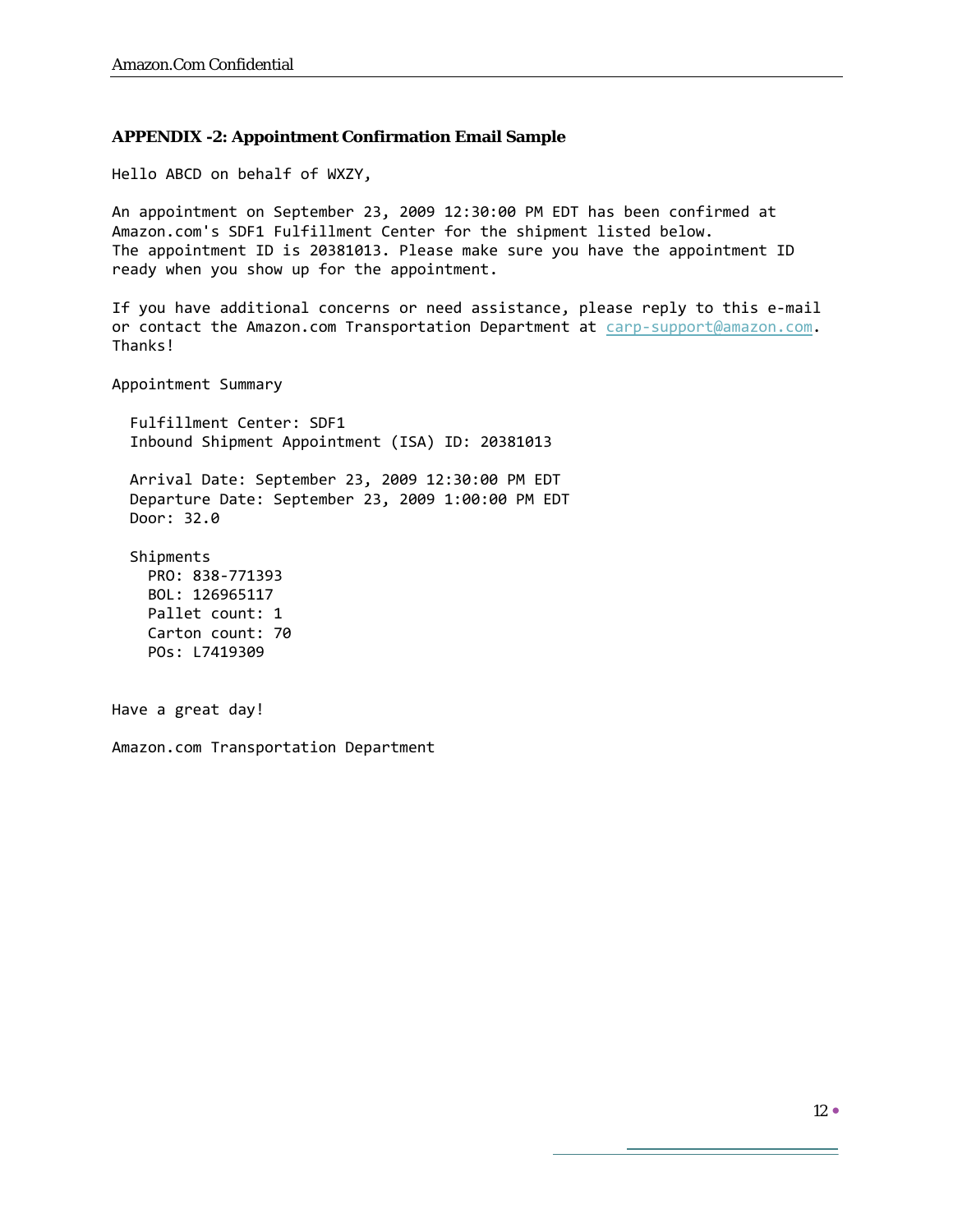### APPENDIX -2: Appointment Confirmation Email Sample

```
Hello ABCD on behalf of WXZY,

An appointment on September 23, 2009 12:30:00 PM EDT has been confirmed at
Amazon.com's SDF1 Fulfillment Center for the shipment listed below.
The appointment ID is 20381013. Please make sure you have the appointment ID
ready when you show up for the appointment.

If you have additional concerns or need assistance, please reply to this e-mail
or contact the Amazon.com Transportation Department at carp-support@amazon.com.
Thanks!

Appointment Summary

  Fulfillment Center: SDF1
  Inbound Shipment Appointment (ISA) ID: 20381013

  Arrival Date: September 23, 2009 12:30:00 PM EDT
  Departure Date: September 23, 2009 1:00:00 PM EDT
  Door: 32.0

  Shipments
    PRO: 838-771393
    BOL: 126965117
    Pallet count: 1
    Carton count: 70
    POs: L7419309


Have a great day!

Amazon.com Transportation Department
```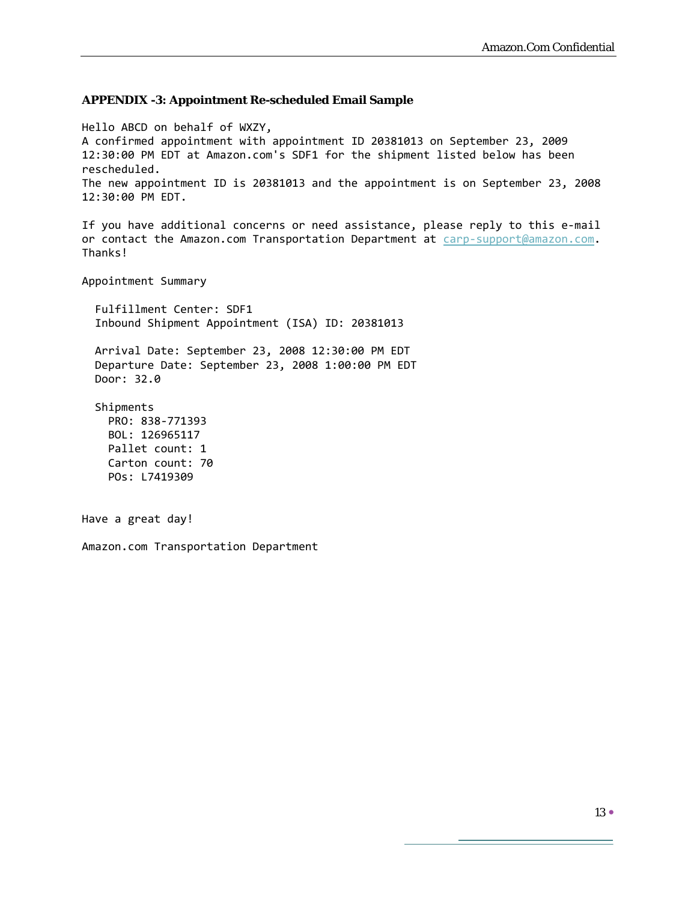### APPENDIX -3: Appointment Re-scheduled Email Sample

```
Hello ABCD on behalf of WXZY,
A confirmed appointment with appointment ID 20381013 on September 23, 2009
12:30:00 PM EDT at Amazon.com's SDF1 for the shipment listed below has been
rescheduled.
The new appointment ID is 20381013 and the appointment is on September 23, 2008
12:30:00 PM EDT.

If you have additional concerns or need assistance, please reply to this e-mail
or contact the Amazon.com Transportation Department at carp-support@amazon.com.
Thanks!

Appointment Summary

  Fulfillment Center: SDF1
  Inbound Shipment Appointment (ISA) ID: 20381013

  Arrival Date: September 23, 2008 12:30:00 PM EDT
  Departure Date: September 23, 2008 1:00:00 PM EDT
  Door: 32.0

  Shipments
    PRO: 838-771393
    BOL: 126965117
    Pallet count: 1
    Carton count: 70
    POs: L7419309


Have a great day!

Amazon.com Transportation Department
```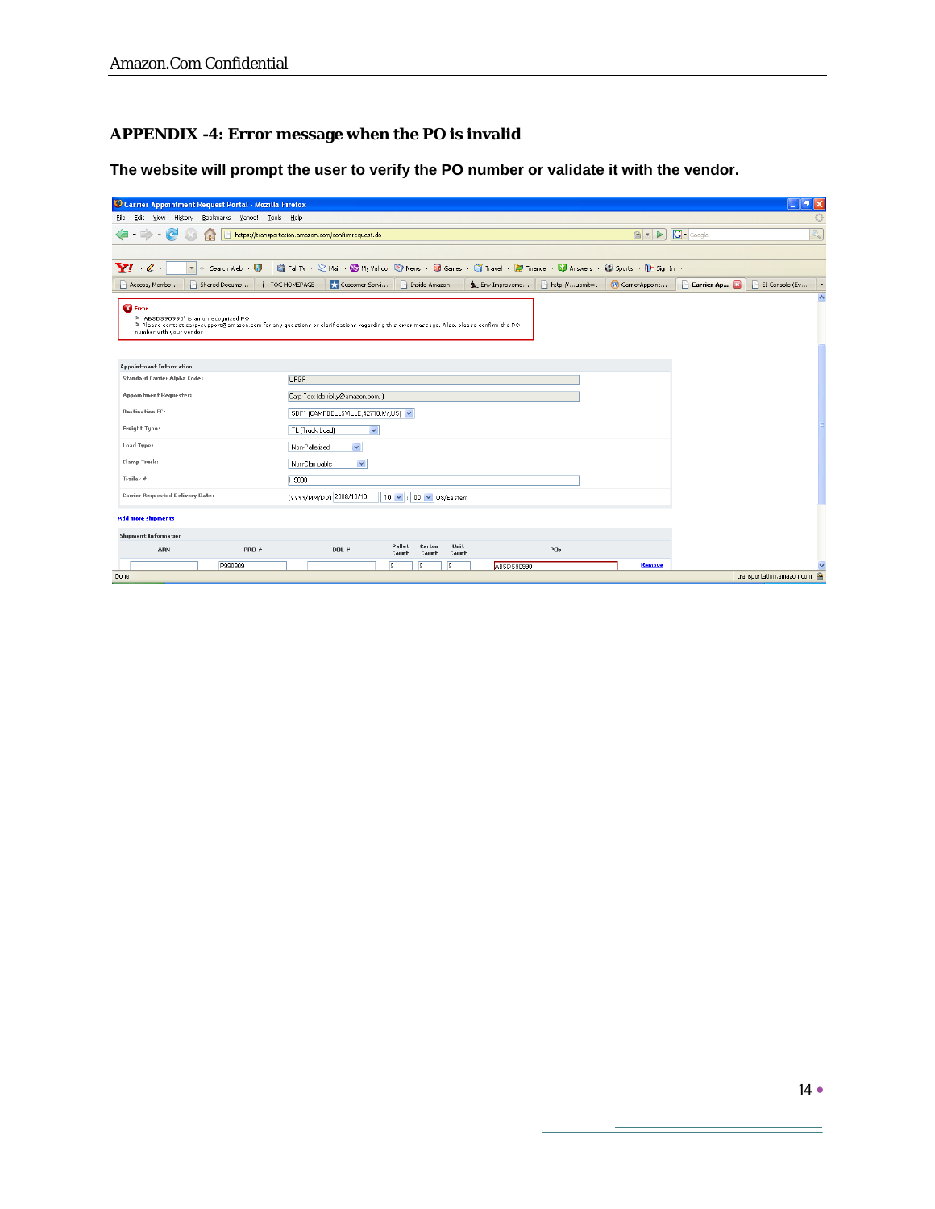## APPENDIX -4: Error message when the PO is invalid

**The website will prompt the user to verify the PO number or validate it with the vendor.**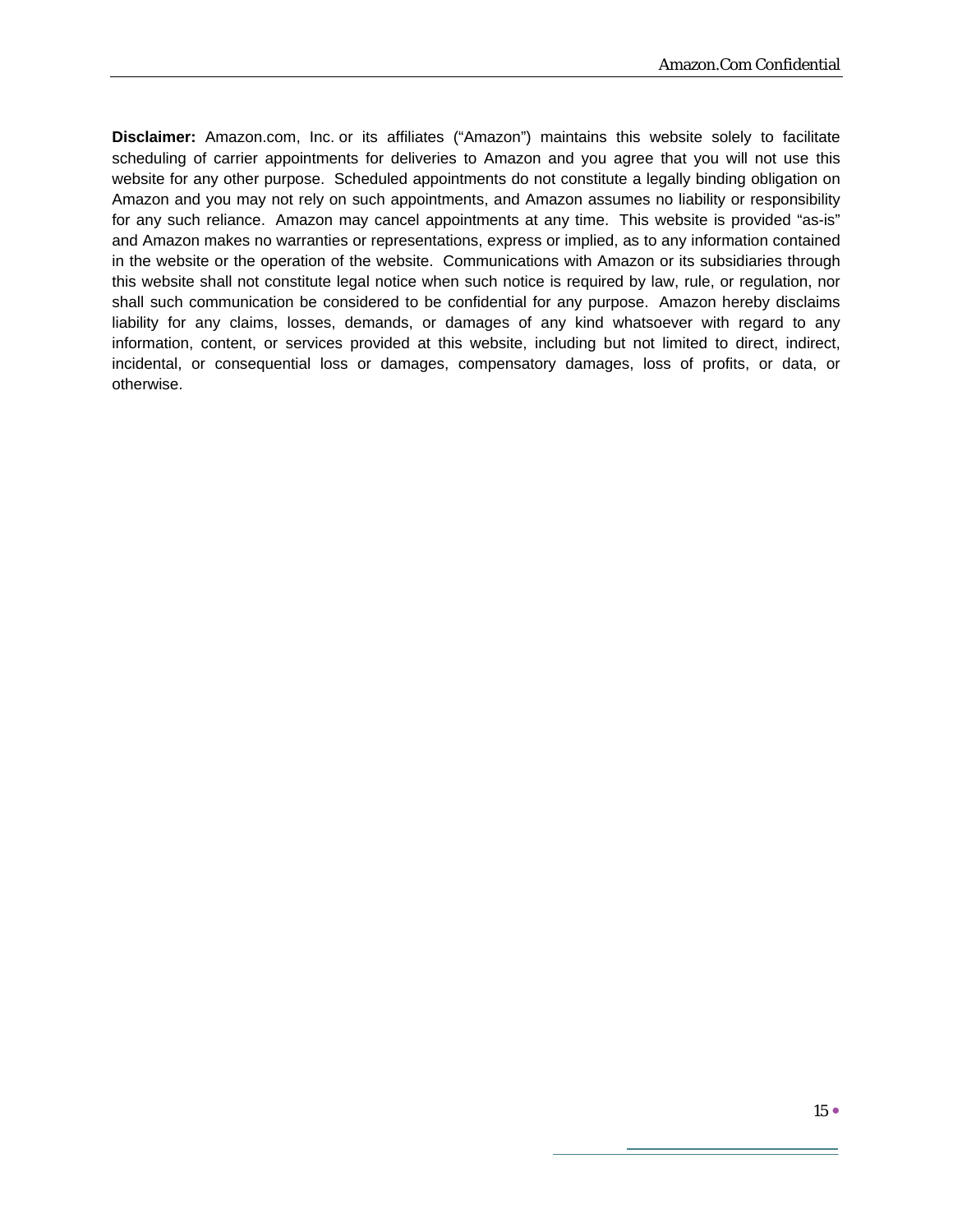**Disclaimer:** Amazon.com, Inc. or its affiliates ("Amazon") maintains this website solely to facilitate scheduling of carrier appointments for deliveries to Amazon and you agree that you will not use this website for any other purpose. Scheduled appointments do not constitute a legally binding obligation on Amazon and you may not rely on such appointments, and Amazon assumes no liability or responsibility for any such reliance. Amazon may cancel appointments at any time. This website is provided "as-is" and Amazon makes no warranties or representations, express or implied, as to any information contained in the website or the operation of the website. Communications with Amazon or its subsidiaries through this website shall not constitute legal notice when such notice is required by law, rule, or regulation, nor shall such communication be considered to be confidential for any purpose. Amazon hereby disclaims liability for any claims, losses, demands, or damages of any kind whatsoever with regard to any information, content, or services provided at this website, including but not limited to direct, indirect, incidental, or consequential loss or damages, compensatory damages, loss of profits, or data, or otherwise.